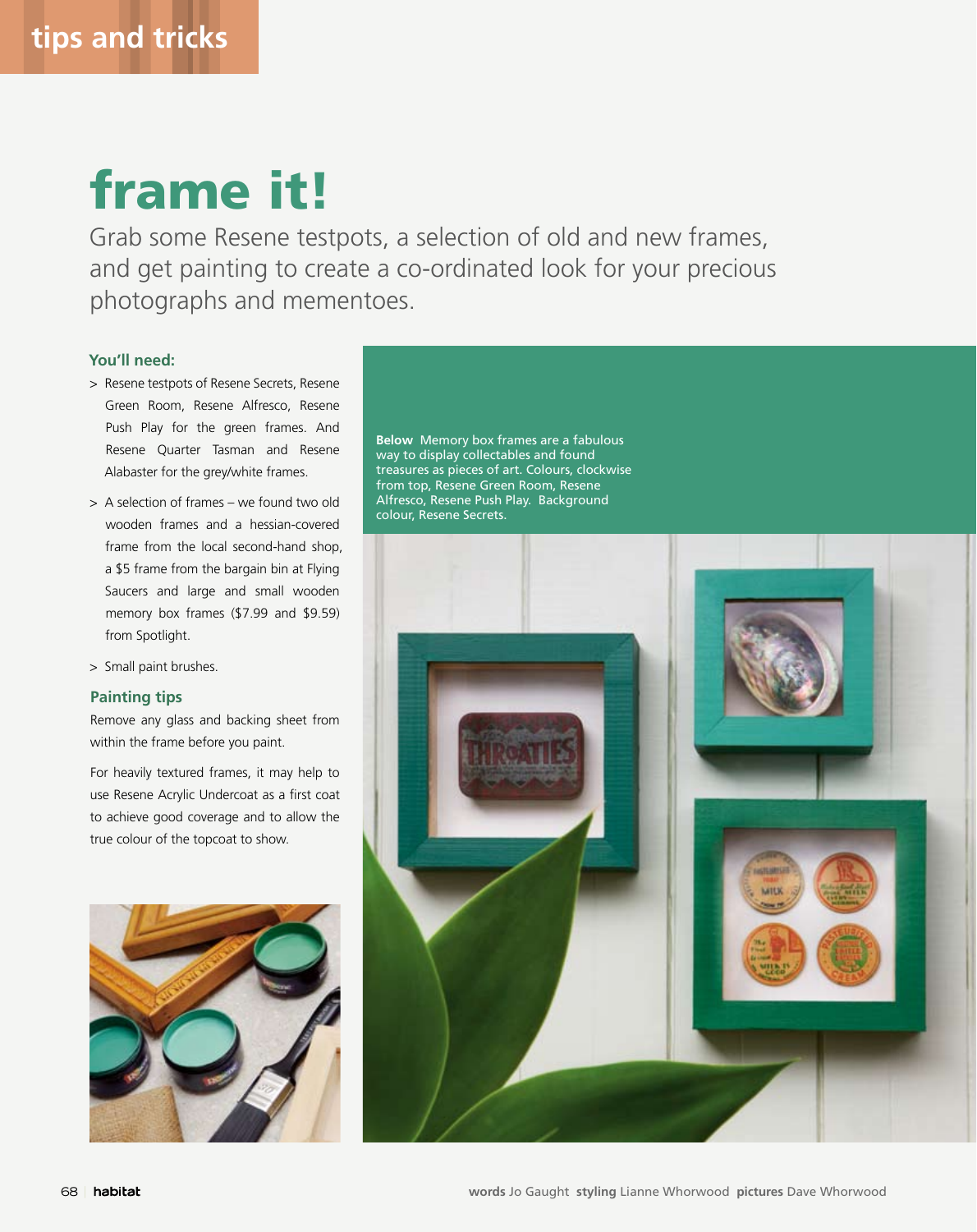tips and tricks

# frame it!

Grab some Resene testpots, a selection of old and new frames, and get painting to create a co-ordinated look for your precious photographs and mementoes.

### You'll need:

- Resene testpots of Resene Secrets, Resene Green Room, Resene Alfresco, Resene Push Play for the green frames. And Resene Quarter Tasman and Resene Alabaster for the grey/white frames.
- A selection of frames – we found two old wooden frames and a hessian-covered frame from the local second-hand shop, a $5 frame from the bargain bin at Flying Saucers and large and small wooden memory box frames ($7.99 and $9.59) from Spotlight.
- Small paint brushes.

### Painting tips

Remove any glass and backing sheet from within the frame before you paint.

For heavily textured frames, it may help to use Resene Acrylic Undercoat as a first coat to achieve good coverage and to allow the true colour of the topcoat to show.

**Below** Memory box frames are a fabulous way to display collectables and found treasures as pieces of art. Colours, clockwise from top, Resene Green Room, Resene Alfresco, Resene Push Play. Background colour, Resene Secrets.

**words** Jo Gaught **styling** Lianne Whorwood **pictures** Dave Whorwood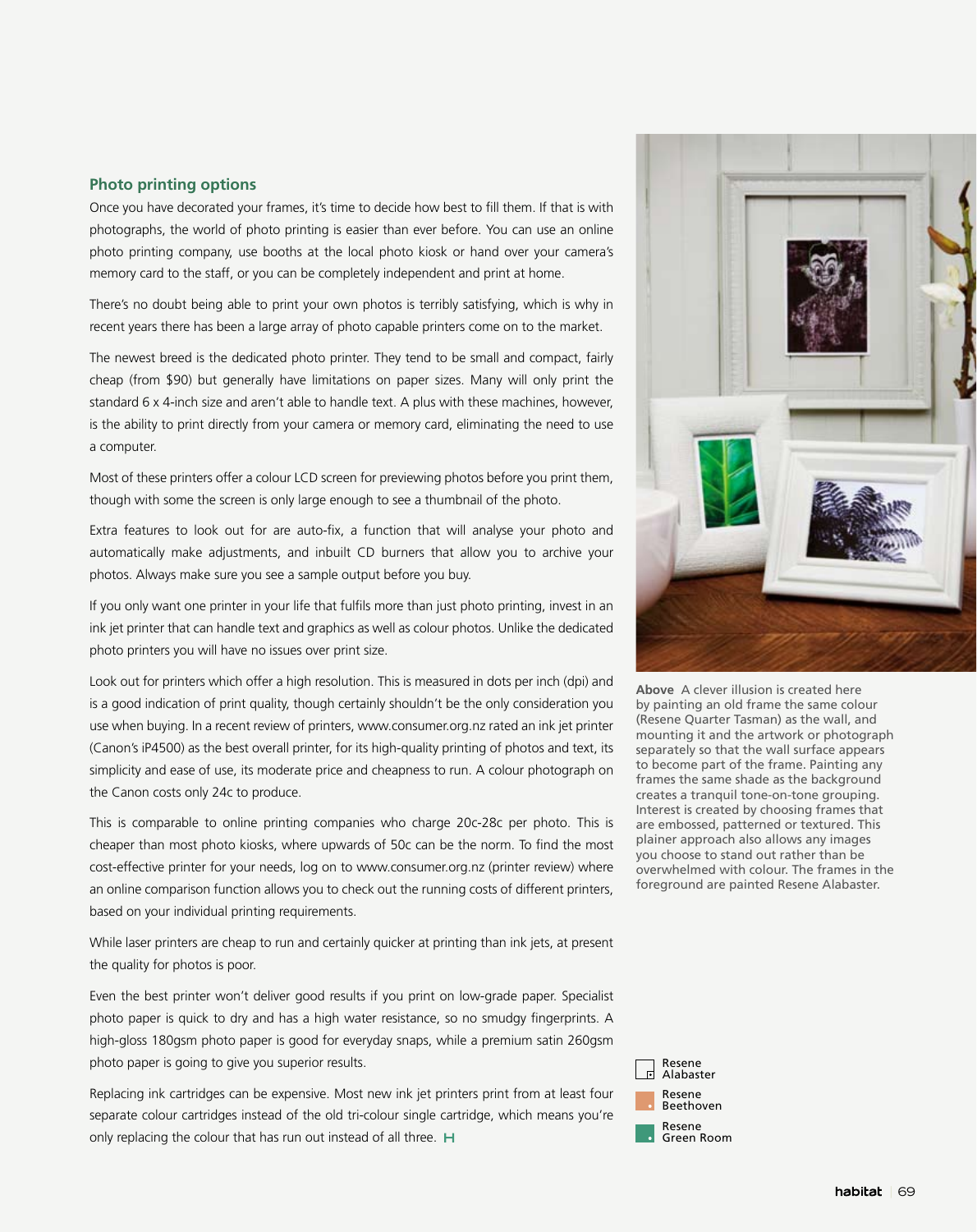## Photo printing options

Once you have decorated your frames, it's time to decide how best to fill them. If that is with photographs, the world of photo printing is easier than ever before. You can use an online photo printing company, use booths at the local photo kiosk or hand over your camera's memory card to the staff, or you can be completely independent and print at home.

There's no doubt being able to print your own photos is terribly satisfying, which is why in recent years there has been a large array of photo capable printers come on to the market.

The newest breed is the dedicated photo printer. They tend to be small and compact, fairly cheap (from $90) but generally have limitations on paper sizes. Many will only print the standard 6 x 4-inch size and aren't able to handle text. A plus with these machines, however, is the ability to print directly from your camera or memory card, eliminating the need to use a computer.

Most of these printers offer a colour LCD screen for previewing photos before you print them, though with some the screen is only large enough to see a thumbnail of the photo.

Extra features to look out for are auto-fix, a function that will analyse your photo and automatically make adjustments, and inbuilt CD burners that allow you to archive your photos. Always make sure you see a sample output before you buy.

If you only want one printer in your life that fulfils more than just photo printing, invest in an ink jet printer that can handle text and graphics as well as colour photos. Unlike the dedicated photo printers you will have no issues over print size.

Look out for printers which offer a high resolution. This is measured in dots per inch (dpi) and is a good indication of print quality, though certainly shouldn't be the only consideration you use when buying. In a recent review of printers, www.consumer.org.nz rated an ink jet printer (Canon's iP4500) as the best overall printer, for its high-quality printing of photos and text, its simplicity and ease of use, its moderate price and cheapness to run. A colour photograph on the Canon costs only 24c to produce.

This is comparable to online printing companies who charge 20c-28c per photo. This is cheaper than most photo kiosks, where upwards of 50c can be the norm. To find the most cost-effective printer for your needs, log on to www.consumer.org.nz (printer review) where an online comparison function allows you to check out the running costs of different printers, based on your individual printing requirements.

While laser printers are cheap to run and certainly quicker at printing than ink jets, at present the quality for photos is poor.

Even the best printer won't deliver good results if you print on low-grade paper. Specialist photo paper is quick to dry and has a high water resistance, so no smudgy fingerprints. A high-gloss 180gsm photo paper is good for everyday snaps, while a premium satin 260gsm photo paper is going to give you superior results.

Replacing ink cartridges can be expensive. Most new ink jet printers print from at least four separate colour cartridges instead of the old tri-colour single cartridge, which means you're only replacing the colour that has run out instead of all three.

**Above** A clever illusion is created here by painting an old frame the same colour (Resene Quarter Tasman) as the wall, and mounting it and the artwork or photograph separately so that the wall surface appears to become part of the frame. Painting any frames the same shade as the background creates a tranquil tone-on-tone grouping. Interest is created by choosing frames that are embossed, patterned or textured. This plainer approach also allows any images you choose to stand out rather than be overwhelmed with colour. The frames in the foreground are painted Resene Alabaster.

Resene Alabaster

Resene Beethoven

Resene Green Room